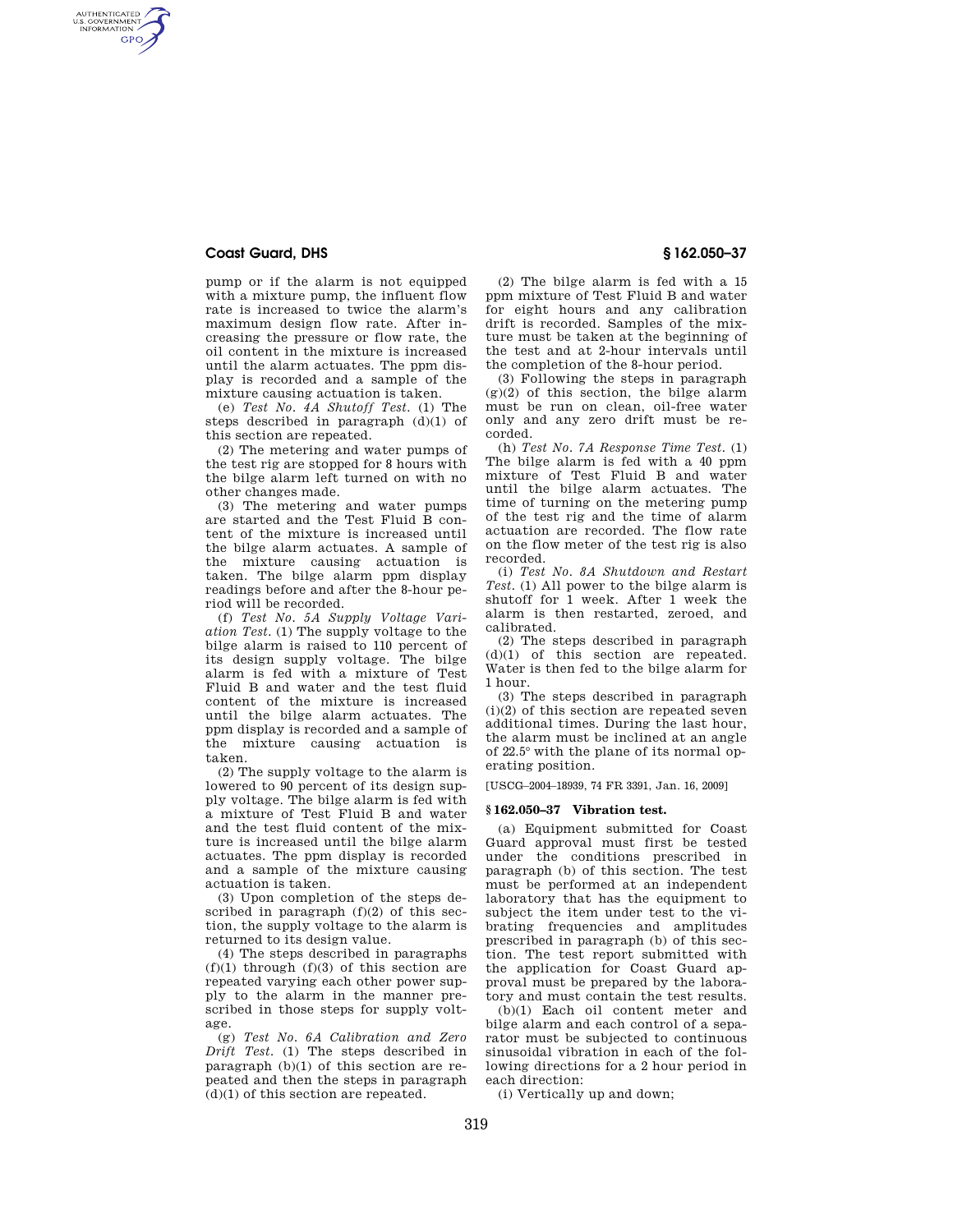pump or if the alarm is not equipped with a mixture pump, the influent flow rate is increased to twice the alarm's maximum design flow rate. After increasing the pressure or flow rate, the oil content in the mixture is increased until the alarm actuates. The ppm display is recorded and a sample of the mixture causing actuation is taken.

(e) *Test No. 4A Shutoff Test.* (1) The steps described in paragraph (d)(1) of this section are repeated.

(2) The metering and water pumps of the test rig are stopped for 8 hours with the bilge alarm left turned on with no other changes made.

(3) The metering and water pumps are started and the Test Fluid B content of the mixture is increased until the bilge alarm actuates. A sample of the mixture causing actuation is taken. The bilge alarm ppm display readings before and after the 8-hour period will be recorded.

(f) *Test No. 5A Supply Voltage Variation Test.* (1) The supply voltage to the bilge alarm is raised to 110 percent of its design supply voltage. The bilge alarm is fed with a mixture of Test Fluid B and water and the test fluid content of the mixture is increased until the bilge alarm actuates. The ppm display is recorded and a sample of the mixture causing actuation is taken.

(2) The supply voltage to the alarm is lowered to 90 percent of its design supply voltage. The bilge alarm is fed with a mixture of Test Fluid B and water and the test fluid content of the mixture is increased until the bilge alarm actuates. The ppm display is recorded and a sample of the mixture causing actuation is taken.

(3) Upon completion of the steps described in paragraph (f)(2) of this section, the supply voltage to the alarm is returned to its design value.

(4) The steps described in paragraphs (f)(1) through (f)(3) of this section are repeated varying each other power supply to the alarm in the manner prescribed in those steps for supply voltage.

(g) *Test No. 6A Calibration and Zero Drift Test.* (1) The steps described in paragraph (b)(1) of this section are repeated and then the steps in paragraph (d)(1) of this section are repeated.

(2) The bilge alarm is fed with a 15 ppm mixture of Test Fluid B and water for eight hours and any calibration drift is recorded. Samples of the mixture must be taken at the beginning of the test and at 2-hour intervals until the completion of the 8-hour period.

(3) Following the steps in paragraph (g)(2) of this section, the bilge alarm must be run on clean, oil-free water only and any zero drift must be recorded.

(h) *Test No. 7A Response Time Test.* (1) The bilge alarm is fed with a 40 ppm mixture of Test Fluid B and water until the bilge alarm actuates. The time of turning on the metering pump of the test rig and the time of alarm actuation are recorded. The flow rate on the flow meter of the test rig is also recorded.

(i) *Test No. 8A Shutdown and Restart Test.* (1) All power to the bilge alarm is shutoff for 1 week. After 1 week the alarm is then restarted, zeroed, and calibrated.

(2) The steps described in paragraph (d)(1) of this section are repeated. Water is then fed to the bilge alarm for 1 hour.

(3) The steps described in paragraph (i)(2) of this section are repeated seven additional times. During the last hour, the alarm must be inclined at an angle of 22.5° with the plane of its normal operating position.

[USCG–2004–18939, 74 FR 3391, Jan. 16, 2009]

### § 162.050–37 Vibration test.

(a) Equipment submitted for Coast Guard approval must first be tested under the conditions prescribed in paragraph (b) of this section. The test must be performed at an independent laboratory that has the equipment to subject the item under test to the vibrating frequencies and amplitudes prescribed in paragraph (b) of this section. The test report submitted with the application for Coast Guard approval must be prepared by the laboratory and must contain the test results.

(b)(1) Each oil content meter and bilge alarm and each control of a separator must be subjected to continuous sinusoidal vibration in each of the following directions for a 2 hour period in each direction:

(i) Vertically up and down;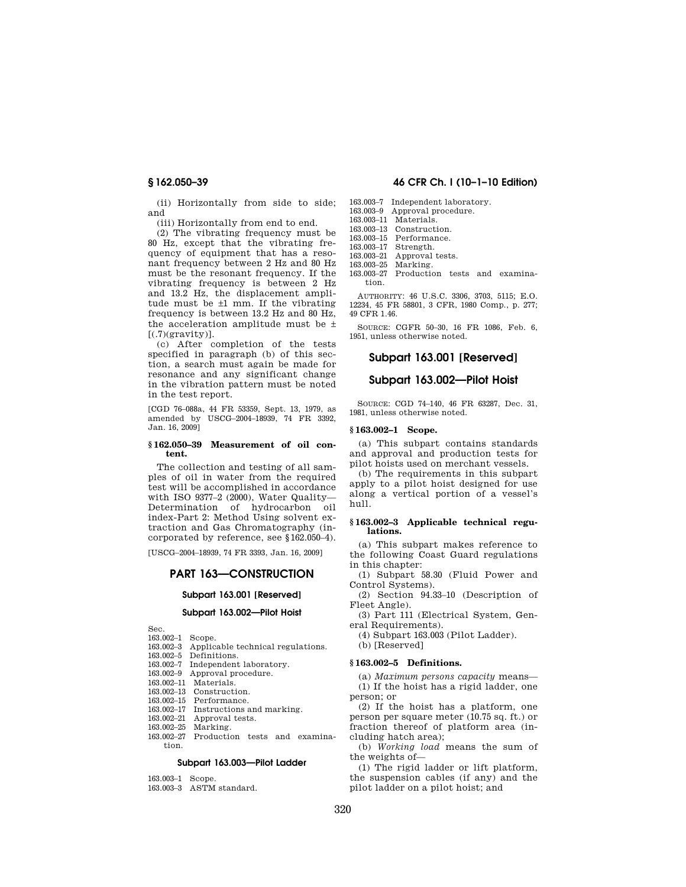(ii) Horizontally from side to side; and

(iii) Horizontally from end to end.

(2) The vibrating frequency must be 80 Hz, except that the vibrating frequency of equipment that has a resonant frequency between 2 Hz and 80 Hz must be the resonant frequency. If the vibrating frequency is between 2 Hz and 13.2 Hz, the displacement amplitude must be ±1 mm. If the vibrating frequency is between 13.2 Hz and 80 Hz, the acceleration amplitude must be ± [(.7)(gravity)].

(c) After completion of the tests specified in paragraph (b) of this section, a search must again be made for resonance and any significant change in the vibration pattern must be noted in the test report.

[CGD 76–088a, 44 FR 53359, Sept. 13, 1979, as amended by USCG–2004–18939, 74 FR 3392, Jan. 16, 2009]

### § 162.050–39 Measurement of oil content.

The collection and testing of all samples of oil in water from the required test will be accomplished in accordance with ISO 9377–2 (2000), Water Quality—Determination of hydrocarbon oil index-Part 2: Method Using solvent extraction and Gas Chromatography (incorporated by reference, see § 162.050–4).

[USCG–2004–18939, 74 FR 3393, Jan. 16, 2009]

# PART 163—CONSTRUCTION

### Subpart 163.001 [Reserved]

### Subpart 163.002—Pilot Hoist

Sec.
163.002–1 Scope.
163.002–3 Applicable technical regulations.
163.002–5 Definitions.
163.002–7 Independent laboratory.
163.002–9 Approval procedure.
163.002–11 Materials.
163.002–13 Construction.
163.002–15 Performance.
163.002–17 Instructions and marking.
163.002–21 Approval tests.
163.002–25 Marking.
163.002–27 Production tests and examination.

### Subpart 163.003—Pilot Ladder

163.003–1 Scope.
163.003–3 ASTM standard.
163.003–7 Independent laboratory.
163.003–9 Approval procedure.
163.003–11 Materials.
163.003–13 Construction.
163.003–15 Performance.
163.003–17 Strength.
163.003–21 Approval tests.
163.003–25 Marking.
163.003–27 Production tests and examination.

AUTHORITY: 46 U.S.C. 3306, 3703, 5115; E.O. 12234, 45 FR 58801, 3 CFR, 1980 Comp., p. 277; 49 CFR 1.46.

SOURCE: CGFR 50–30, 16 FR 1086, Feb. 6, 1951, unless otherwise noted.

## Subpart 163.001 [Reserved]

## Subpart 163.002—Pilot Hoist

SOURCE: CGD 74–140, 46 FR 63287, Dec. 31, 1981, unless otherwise noted.

### § 163.002–1 Scope.

(a) This subpart contains standards and approval and production tests for pilot hoists used on merchant vessels.

(b) The requirements in this subpart apply to a pilot hoist designed for use along a vertical portion of a vessel's hull.

### § 163.002–3 Applicable technical regulations.

(a) This subpart makes reference to the following Coast Guard regulations in this chapter:

(1) Subpart 58.30 (Fluid Power and Control Systems).

(2) Section 94.33–10 (Description of Fleet Angle).

(3) Part 111 (Electrical System, General Requirements).

(4) Subpart 163.003 (Pilot Ladder).

(b) [Reserved]

### § 163.002–5 Definitions.

(a) *Maximum persons capacity* means—

(1) If the hoist has a rigid ladder, one person; or

(2) If the hoist has a platform, one person per square meter (10.75 sq. ft.) or fraction thereof of platform area (including hatch area);

(b) *Working load* means the sum of the weights of—

(1) The rigid ladder or lift platform, the suspension cables (if any) and the pilot ladder on a pilot hoist; and